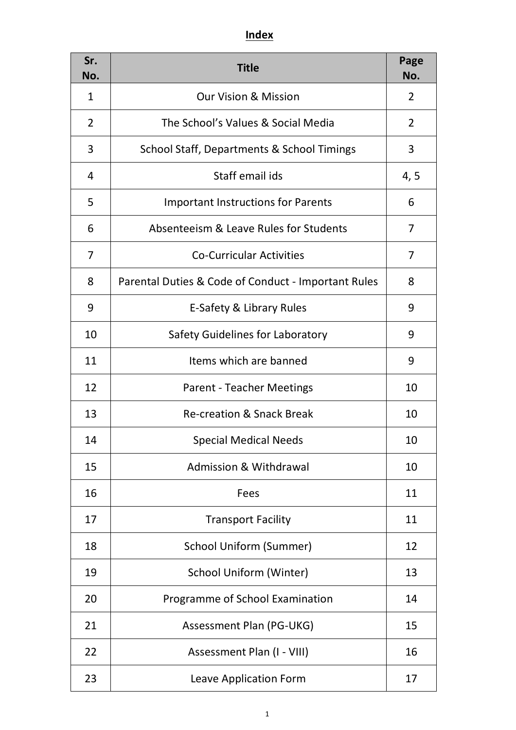# Index

| Sr. No. | Title | Page No. |
|---|---|---|
| 1 | Our Vision & Mission | 2 |
| 2 | The School's Values & Social Media | 2 |
| 3 | School Staff, Departments & School Timings | 3 |
| 4 | Staff email ids | 4, 5 |
| 5 | Important Instructions for Parents | 6 |
| 6 | Absenteeism & Leave Rules for Students | 7 |
| 7 | Co-Curricular Activities | 7 |
| 8 | Parental Duties & Code of Conduct - Important Rules | 8 |
| 9 | E-Safety & Library Rules | 9 |
| 10 | Safety Guidelines for Laboratory | 9 |
| 11 | Items which are banned | 9 |
| 12 | Parent - Teacher Meetings | 10 |
| 13 | Re-creation & Snack Break | 10 |
| 14 | Special Medical Needs | 10 |
| 15 | Admission & Withdrawal | 10 |
| 16 | Fees | 11 |
| 17 | Transport Facility | 11 |
| 18 | School Uniform (Summer) | 12 |
| 19 | School Uniform (Winter) | 13 |
| 20 | Programme of School Examination | 14 |
| 21 | Assessment Plan (PG-UKG) | 15 |
| 22 | Assessment Plan (I - VIII) | 16 |
| 23 | Leave Application Form | 17 |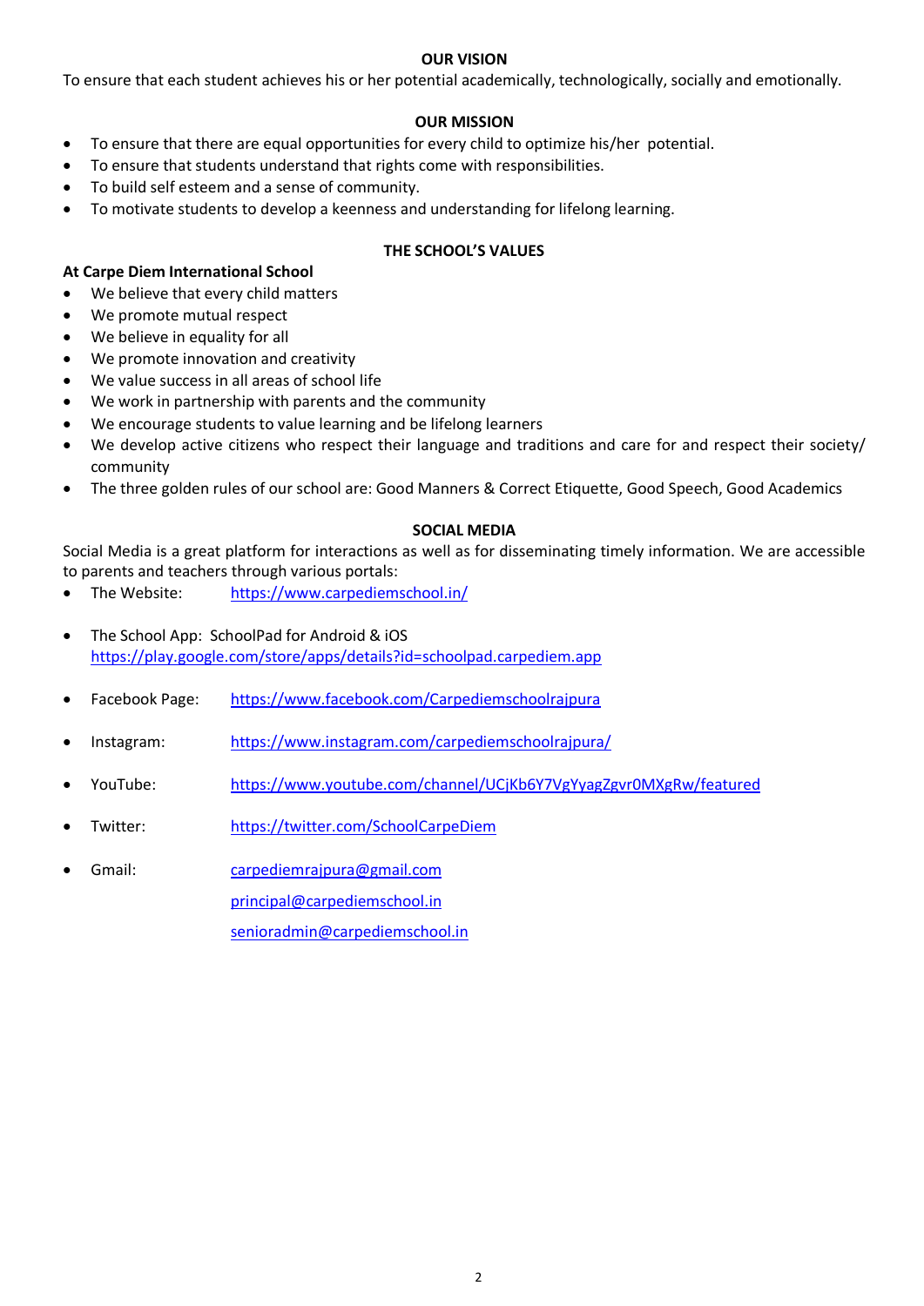## OUR VISION

To ensure that each student achieves his or her potential academically, technologically, socially and emotionally.

## OUR MISSION

- To ensure that there are equal opportunities for every child to optimize his/her potential.
- To ensure that students understand that rights come with responsibilities.
- To build self esteem and a sense of community.
- To motivate students to develop a keenness and understanding for lifelong learning.

## THE SCHOOL'S VALUES

**At Carpe Diem International School**

- We believe that every child matters
- We promote mutual respect
- We believe in equality for all
- We promote innovation and creativity
- We value success in all areas of school life
- We work in partnership with parents and the community
- We encourage students to value learning and be lifelong learners
- We develop active citizens who respect their language and traditions and care for and respect their society/ community
- The three golden rules of our school are: Good Manners & Correct Etiquette, Good Speech, Good Academics

## SOCIAL MEDIA

Social Media is a great platform for interactions as well as for disseminating timely information. We are accessible to parents and teachers through various portals:

- The Website: https://www.carpediemschool.in/
- The School App: SchoolPad for Android & iOS
  https://play.google.com/store/apps/details?id=schoolpad.carpediem.app
- Facebook Page: https://www.facebook.com/Carpediemschoolrajpura
- Instagram: https://www.instagram.com/carpediemschoolrajpura/
- YouTube: https://www.youtube.com/channel/UCjKb6Y7VgYyagZgvr0MXgRw/featured
- Twitter: https://twitter.com/SchoolCarpeDiem
- Gmail: carpediemrajpura@gmail.com
  principal@carpediemschool.in
  senioradmin@carpediemschool.in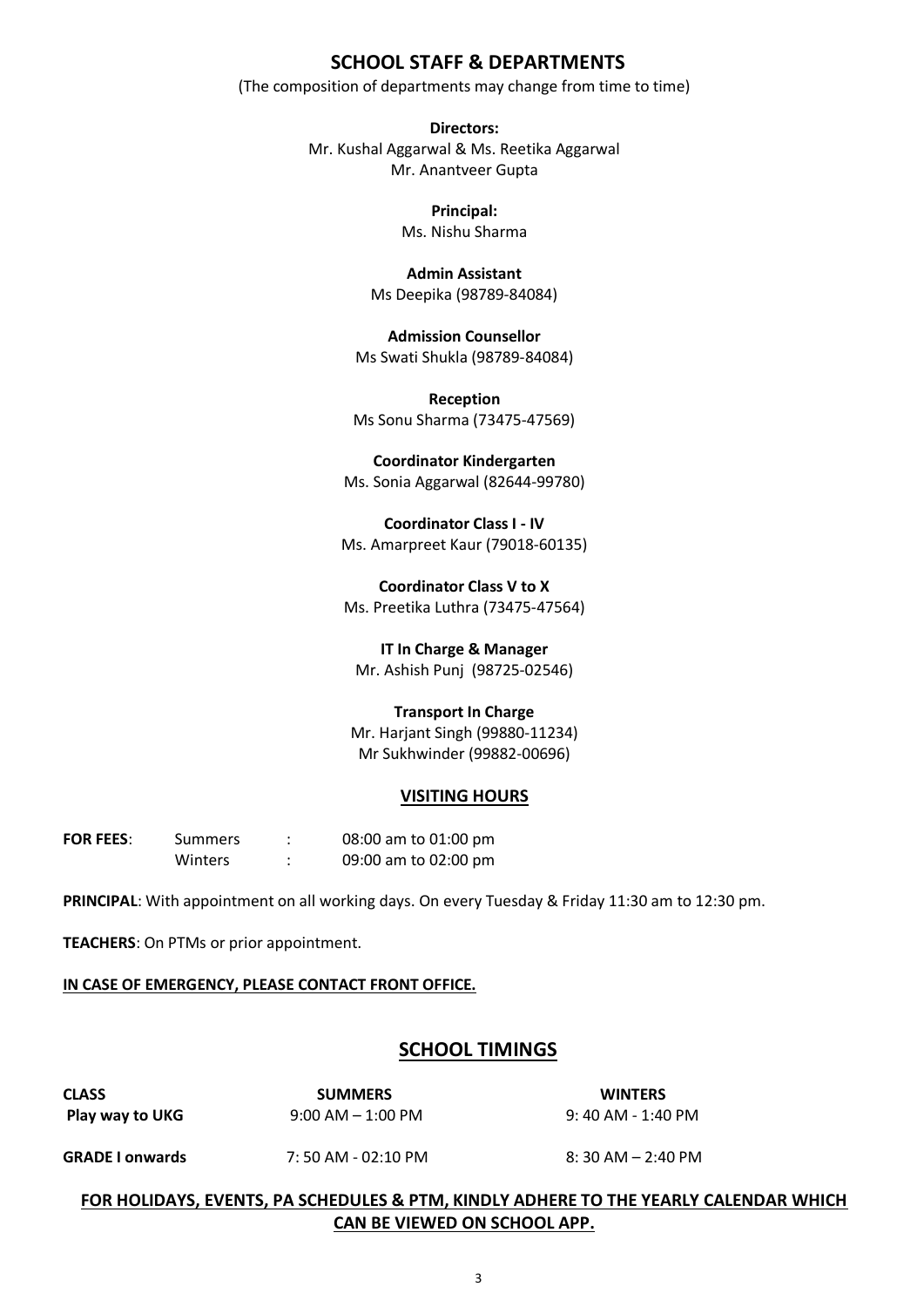## SCHOOL STAFF & DEPARTMENTS

(The composition of departments may change from time to time)

**Directors:**
Mr. Kushal Aggarwal & Ms. Reetika Aggarwal
Mr. Anantveer Gupta

**Principal:**
Ms. Nishu Sharma

**Admin Assistant**
Ms Deepika (98789-84084)

**Admission Counsellor**
Ms Swati Shukla (98789-84084)

**Reception**
Ms Sonu Sharma (73475-47569)

**Coordinator Kindergarten**
Ms. Sonia Aggarwal (82644-99780)

**Coordinator Class I - IV**
Ms. Amarpreet Kaur (79018-60135)

**Coordinator Class V to X**
Ms. Preetika Luthra (73475-47564)

**IT In Charge & Manager**
Mr. Ashish Punj (98725-02546)

**Transport In Charge**
Mr. Harjant Singh (99880-11234)
Mr Sukhwinder (99882-00696)

### VISITING HOURS

| | | | |
|---|---|---|---|
| **FOR FEES**: | Summers | : | 08:00 am to 01:00 pm |
| | Winters | : | 09:00 am to 02:00 pm |

**PRINCIPAL**: With appointment on all working days. On every Tuesday & Friday 11:30 am to 12:30 pm.

**TEACHERS**: On PTMs or prior appointment.

**IN CASE OF EMERGENCY, PLEASE CONTACT FRONT OFFICE.**

## SCHOOL TIMINGS

| CLASS | SUMMERS | WINTERS |
|---|---|---|
| **Play way to UKG** | 9:00 AM – 1:00 PM | 9: 40 AM - 1:40 PM |
| **GRADE I onwards** | 7: 50 AM - 02:10 PM | 8: 30 AM – 2:40 PM |

**FOR HOLIDAYS, EVENTS, PA SCHEDULES & PTM, KINDLY ADHERE TO THE YEARLY CALENDAR WHICH CAN BE VIEWED ON SCHOOL APP.**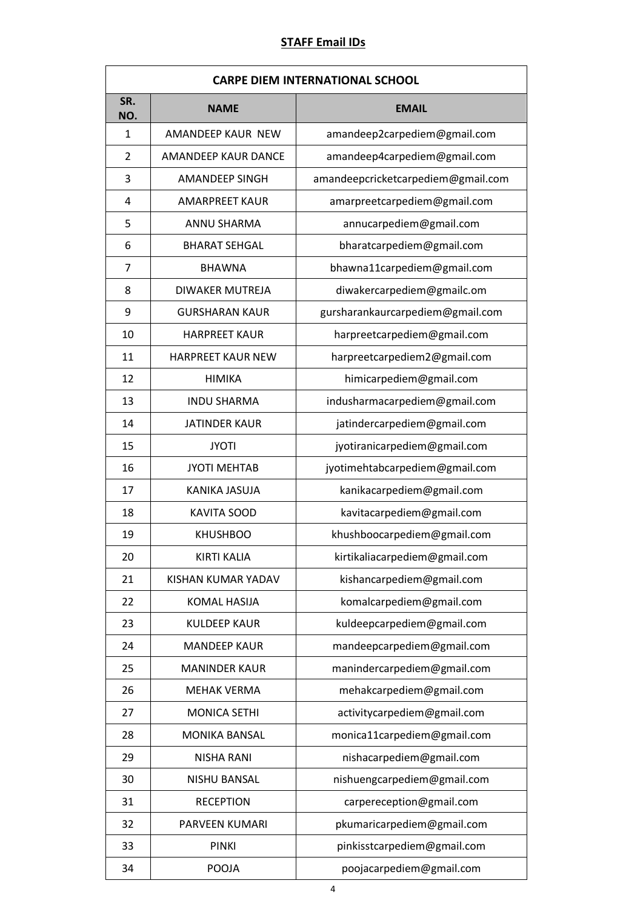**STAFF Email IDs**

| CARPE DIEM INTERNATIONAL SCHOOL | | |
|---|---|---|
| SR. NO. | NAME | EMAIL |
| 1 | AMANDEEP KAUR NEW | amandeep2carpediem@gmail.com |
| 2 | AMANDEEP KAUR DANCE | amandeep4carpediem@gmail.com |
| 3 | AMANDEEP SINGH | amandeepcricketcarpediem@gmail.com |
| 4 | AMARPREET KAUR | amarpreetcarpediem@gmail.com |
| 5 | ANNU SHARMA | annucarpediem@gmail.com |
| 6 | BHARAT SEHGAL | bharatcarpediem@gmail.com |
| 7 | BHAWNA | bhawna11carpediem@gmail.com |
| 8 | DIWAKER MUTREJA | diwakercarpediem@gmailc.om |
| 9 | GURSHARAN KAUR | gursharankaurcarpediem@gmail.com |
| 10 | HARPREET KAUR | harpreetcarpediem@gmail.com |
| 11 | HARPREET KAUR NEW | harpreetcarpediem2@gmail.com |
| 12 | HIMIKA | himicarpediem@gmail.com |
| 13 | INDU SHARMA | indusharmacarpediem@gmail.com |
| 14 | JATINDER KAUR | jatindercarpediem@gmail.com |
| 15 | JYOTI | jyotiranicarpediem@gmail.com |
| 16 | JYOTI MEHTAB | jyotimehtabcarpediem@gmail.com |
| 17 | KANIKA JASUJA | kanikacarpediem@gmail.com |
| 18 | KAVITA SOOD | kavitacarpediem@gmail.com |
| 19 | KHUSHBOO | khushboocarpediem@gmail.com |
| 20 | KIRTI KALIA | kirtikaliacarpediem@gmail.com |
| 21 | KISHAN KUMAR YADAV | kishancarpediem@gmail.com |
| 22 | KOMAL HASIJA | komalcarpediem@gmail.com |
| 23 | KULDEEP KAUR | kuldeepcarpediem@gmail.com |
| 24 | MANDEEP KAUR | mandeepcarpediem@gmail.com |
| 25 | MANINDER KAUR | manindercarpediem@gmail.com |
| 26 | MEHAK VERMA | mehakcarpediem@gmail.com |
| 27 | MONICA SETHI | activitycarpediem@gmail.com |
| 28 | MONIKA BANSAL | monica11carpediem@gmail.com |
| 29 | NISHA RANI | nishacarpediem@gmail.com |
| 30 | NISHU BANSAL | nishuengcarpediem@gmail.com |
| 31 | RECEPTION | carpereception@gmail.com |
| 32 | PARVEEN KUMARI | pkumaricarpediem@gmail.com |
| 33 | PINKI | pinkisstcarpediem@gmail.com |
| 34 | POOJA | poojacarpediem@gmail.com |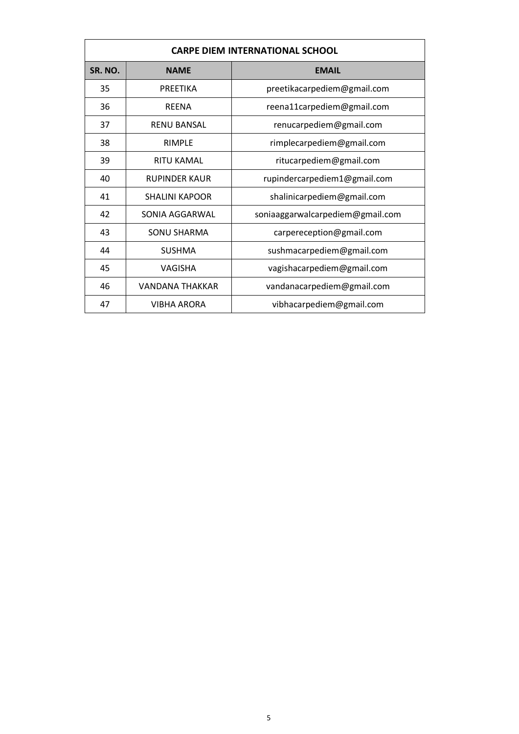| CARPE DIEM INTERNATIONAL SCHOOL | | |
|---|---|---|
| **SR. NO.** | **NAME** | **EMAIL** |
| 35 | PREETIKA | preetikacarpediem@gmail.com |
| 36 | REENA | reena11carpediem@gmail.com |
| 37 | RENU BANSAL | renucarpediem@gmail.com |
| 38 | RIMPLE | rimplecarpediem@gmail.com |
| 39 | RITU KAMAL | ritucarpediem@gmail.com |
| 40 | RUPINDER KAUR | rupindercarpediem1@gmail.com |
| 41 | SHALINI KAPOOR | shalinicarpediem@gmail.com |
| 42 | SONIA AGGARWAL | soniaaggarwalcarpediem@gmail.com |
| 43 | SONU SHARMA | carpereception@gmail.com |
| 44 | SUSHMA | sushmacarpediem@gmail.com |
| 45 | VAGISHA | vagishacarpediem@gmail.com |
| 46 | VANDANA THAKKAR | vandanacarpediem@gmail.com |
| 47 | VIBHA ARORA | vibhacarpediem@gmail.com |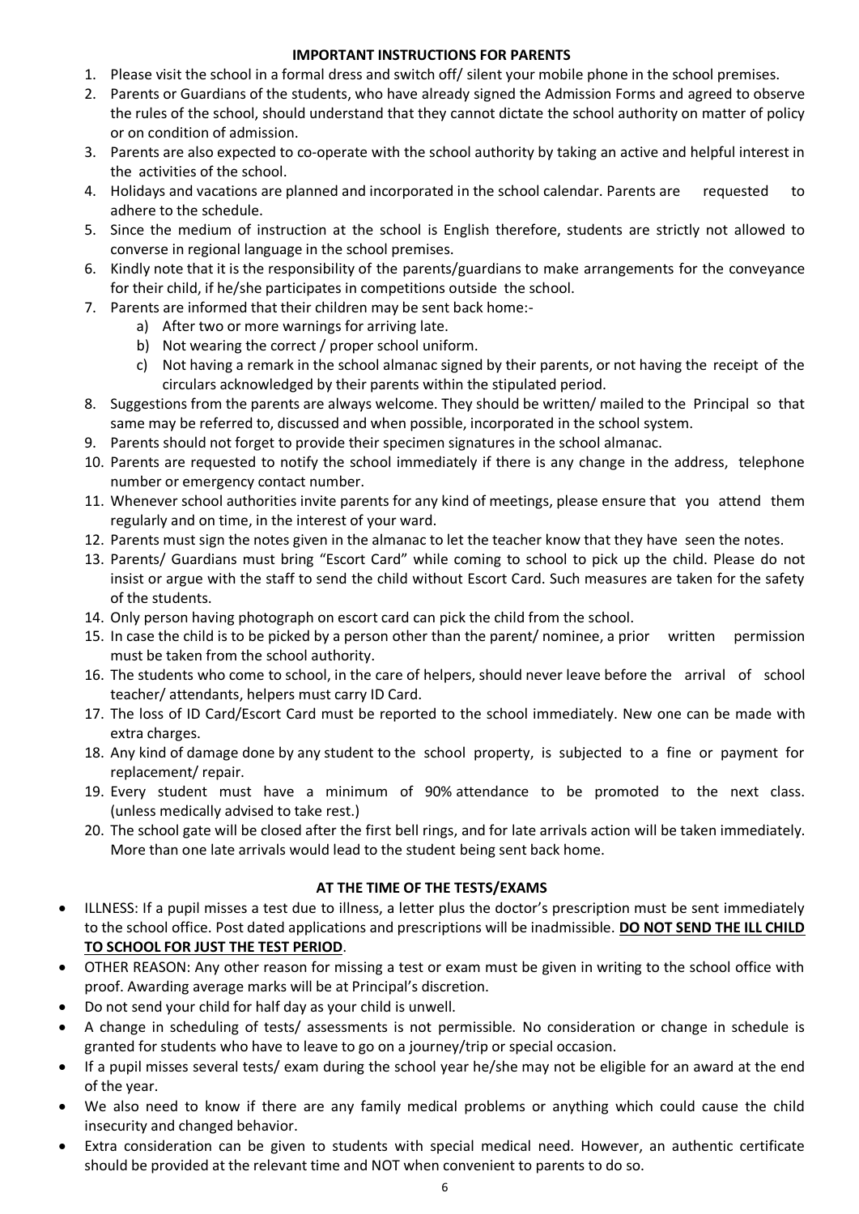## IMPORTANT INSTRUCTIONS FOR PARENTS

1. Please visit the school in a formal dress and switch off/ silent your mobile phone in the school premises.
2. Parents or Guardians of the students, who have already signed the Admission Forms and agreed to observe the rules of the school, should understand that they cannot dictate the school authority on matter of policy or on condition of admission.
3. Parents are also expected to co-operate with the school authority by taking an active and helpful interest in the activities of the school.
4. Holidays and vacations are planned and incorporated in the school calendar. Parents are requested to adhere to the schedule.
5. Since the medium of instruction at the school is English therefore, students are strictly not allowed to converse in regional language in the school premises.
6. Kindly note that it is the responsibility of the parents/guardians to make arrangements for the conveyance for their child, if he/she participates in competitions outside the school.
7. Parents are informed that their children may be sent back home:-
   a) After two or more warnings for arriving late.
   b) Not wearing the correct / proper school uniform.
   c) Not having a remark in the school almanac signed by their parents, or not having the receipt of the circulars acknowledged by their parents within the stipulated period.
8. Suggestions from the parents are always welcome. They should be written/ mailed to the Principal so that same may be referred to, discussed and when possible, incorporated in the school system.
9. Parents should not forget to provide their specimen signatures in the school almanac.
10. Parents are requested to notify the school immediately if there is any change in the address, telephone number or emergency contact number.
11. Whenever school authorities invite parents for any kind of meetings, please ensure that you attend them regularly and on time, in the interest of your ward.
12. Parents must sign the notes given in the almanac to let the teacher know that they have seen the notes.
13. Parents/ Guardians must bring "Escort Card" while coming to school to pick up the child. Please do not insist or argue with the staff to send the child without Escort Card. Such measures are taken for the safety of the students.
14. Only person having photograph on escort card can pick the child from the school.
15. In case the child is to be picked by a person other than the parent/ nominee, a prior written permission must be taken from the school authority.
16. The students who come to school, in the care of helpers, should never leave before the arrival of school teacher/ attendants, helpers must carry ID Card.
17. The loss of ID Card/Escort Card must be reported to the school immediately. New one can be made with extra charges.
18. Any kind of damage done by any student to the school property, is subjected to a fine or payment for replacement/ repair.
19. Every student must have a minimum of 90% attendance to be promoted to the next class. (unless medically advised to take rest.)
20. The school gate will be closed after the first bell rings, and for late arrivals action will be taken immediately. More than one late arrivals would lead to the student being sent back home.

## AT THE TIME OF THE TESTS/EXAMS

- ILLNESS: If a pupil misses a test due to illness, a letter plus the doctor's prescription must be sent immediately to the school office. Post dated applications and prescriptions will be inadmissible. **DO NOT SEND THE ILL CHILD TO SCHOOL FOR JUST THE TEST PERIOD**.
- OTHER REASON: Any other reason for missing a test or exam must be given in writing to the school office with proof. Awarding average marks will be at Principal's discretion.
- Do not send your child for half day as your child is unwell.
- A change in scheduling of tests/ assessments is not permissible. No consideration or change in schedule is granted for students who have to leave to go on a journey/trip or special occasion.
- If a pupil misses several tests/ exam during the school year he/she may not be eligible for an award at the end of the year.
- We also need to know if there are any family medical problems or anything which could cause the child insecurity and changed behavior.
- Extra consideration can be given to students with special medical need. However, an authentic certificate should be provided at the relevant time and NOT when convenient to parents to do so.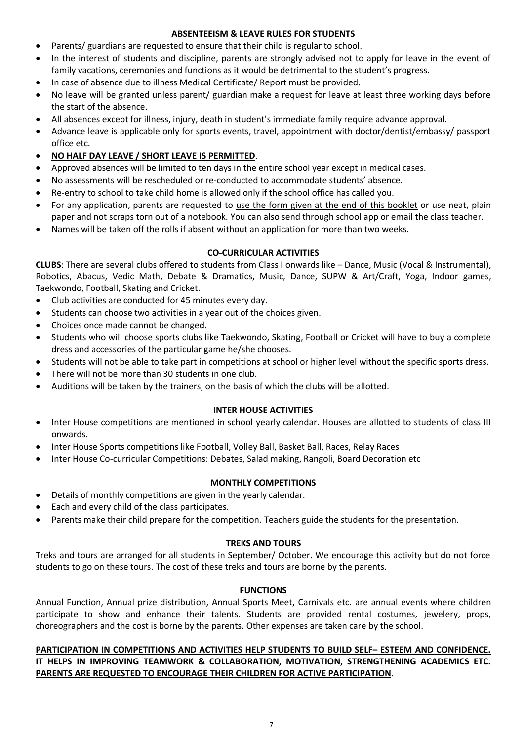## ABSENTEEISM & LEAVE RULES FOR STUDENTS

- Parents/ guardians are requested to ensure that their child is regular to school.
- In the interest of students and discipline, parents are strongly advised not to apply for leave in the event of family vacations, ceremonies and functions as it would be detrimental to the student's progress.
- In case of absence due to illness Medical Certificate/ Report must be provided.
- No leave will be granted unless parent/ guardian make a request for leave at least three working days before the start of the absence.
- All absences except for illness, injury, death in student's immediate family require advance approval.
- Advance leave is applicable only for sports events, travel, appointment with doctor/dentist/embassy/ passport office etc.
- **NO HALF DAY LEAVE / SHORT LEAVE IS PERMITTED**.
- Approved absences will be limited to ten days in the entire school year except in medical cases.
- No assessments will be rescheduled or re-conducted to accommodate students' absence.
- Re-entry to school to take child home is allowed only if the school office has called you.
- For any application, parents are requested to use the form given at the end of this booklet or use neat, plain paper and not scraps torn out of a notebook. You can also send through school app or email the class teacher.
- Names will be taken off the rolls if absent without an application for more than two weeks.

## CO-CURRICULAR ACTIVITIES

**CLUBS**: There are several clubs offered to students from Class I onwards like – Dance, Music (Vocal & Instrumental), Robotics, Abacus, Vedic Math, Debate & Dramatics, Music, Dance, SUPW & Art/Craft, Yoga, Indoor games, Taekwondo, Football, Skating and Cricket.

- Club activities are conducted for 45 minutes every day.
- Students can choose two activities in a year out of the choices given.
- Choices once made cannot be changed.
- Students who will choose sports clubs like Taekwondo, Skating, Football or Cricket will have to buy a complete dress and accessories of the particular game he/she chooses.
- Students will not be able to take part in competitions at school or higher level without the specific sports dress.
- There will not be more than 30 students in one club.
- Auditions will be taken by the trainers, on the basis of which the clubs will be allotted.

## INTER HOUSE ACTIVITIES

- Inter House competitions are mentioned in school yearly calendar. Houses are allotted to students of class III onwards.
- Inter House Sports competitions like Football, Volley Ball, Basket Ball, Races, Relay Races
- Inter House Co-curricular Competitions: Debates, Salad making, Rangoli, Board Decoration etc

## MONTHLY COMPETITIONS

- Details of monthly competitions are given in the yearly calendar.
- Each and every child of the class participates.
- Parents make their child prepare for the competition. Teachers guide the students for the presentation.

## TREKS AND TOURS

Treks and tours are arranged for all students in September/ October. We encourage this activity but do not force students to go on these tours. The cost of these treks and tours are borne by the parents.

## FUNCTIONS

Annual Function, Annual prize distribution, Annual Sports Meet, Carnivals etc. are annual events where children participate to show and enhance their talents. Students are provided rental costumes, jewelery, props, choreographers and the cost is borne by the parents. Other expenses are taken care by the school.

**PARTICIPATION IN COMPETITIONS AND ACTIVITIES HELP STUDENTS TO BUILD SELF– ESTEEM AND CONFIDENCE. IT HELPS IN IMPROVING TEAMWORK & COLLABORATION, MOTIVATION, STRENGTHENING ACADEMICS ETC. PARENTS ARE REQUESTED TO ENCOURAGE THEIR CHILDREN FOR ACTIVE PARTICIPATION**.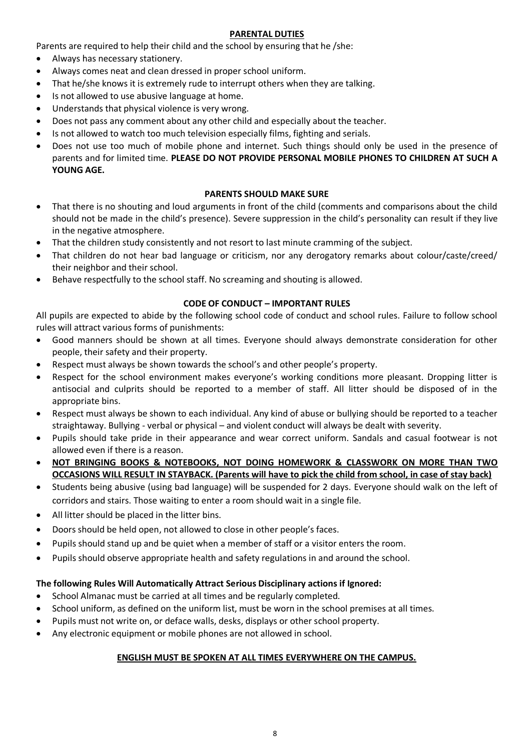## PARENTAL DUTIES

Parents are required to help their child and the school by ensuring that he /she:

- Always has necessary stationery.
- Always comes neat and clean dressed in proper school uniform.
- That he/she knows it is extremely rude to interrupt others when they are talking.
- Is not allowed to use abusive language at home.
- Understands that physical violence is very wrong.
- Does not pass any comment about any other child and especially about the teacher.
- Is not allowed to watch too much television especially films, fighting and serials.
- Does not use too much of mobile phone and internet. Such things should only be used in the presence of parents and for limited time. **PLEASE DO NOT PROVIDE PERSONAL MOBILE PHONES TO CHILDREN AT SUCH A YOUNG AGE.**

## PARENTS SHOULD MAKE SURE

- That there is no shouting and loud arguments in front of the child (comments and comparisons about the child should not be made in the child's presence). Severe suppression in the child's personality can result if they live in the negative atmosphere.
- That the children study consistently and not resort to last minute cramming of the subject.
- That children do not hear bad language or criticism, nor any derogatory remarks about colour/caste/creed/ their neighbor and their school.
- Behave respectfully to the school staff. No screaming and shouting is allowed.

## CODE OF CONDUCT – IMPORTANT RULES

All pupils are expected to abide by the following school code of conduct and school rules. Failure to follow school rules will attract various forms of punishments:

- Good manners should be shown at all times. Everyone should always demonstrate consideration for other people, their safety and their property.
- Respect must always be shown towards the school's and other people's property.
- Respect for the school environment makes everyone's working conditions more pleasant. Dropping litter is antisocial and culprits should be reported to a member of staff. All litter should be disposed of in the appropriate bins.
- Respect must always be shown to each individual. Any kind of abuse or bullying should be reported to a teacher straightaway. Bullying - verbal or physical – and violent conduct will always be dealt with severity.
- Pupils should take pride in their appearance and wear correct uniform. Sandals and casual footwear is not allowed even if there is a reason.
- **NOT BRINGING BOOKS & NOTEBOOKS, NOT DOING HOMEWORK & CLASSWORK ON MORE THAN TWO OCCASIONS WILL RESULT IN STAYBACK. (Parents will have to pick the child from school, in case of stay back)**
- Students being abusive (using bad language) will be suspended for 2 days. Everyone should walk on the left of corridors and stairs. Those waiting to enter a room should wait in a single file.
- All litter should be placed in the litter bins.
- Doors should be held open, not allowed to close in other people's faces.
- Pupils should stand up and be quiet when a member of staff or a visitor enters the room.
- Pupils should observe appropriate health and safety regulations in and around the school.

**The following Rules Will Automatically Attract Serious Disciplinary actions if Ignored:**

- School Almanac must be carried at all times and be regularly completed.
- School uniform, as defined on the uniform list, must be worn in the school premises at all times.
- Pupils must not write on, or deface walls, desks, displays or other school property.
- Any electronic equipment or mobile phones are not allowed in school.

**ENGLISH MUST BE SPOKEN AT ALL TIMES EVERYWHERE ON THE CAMPUS.**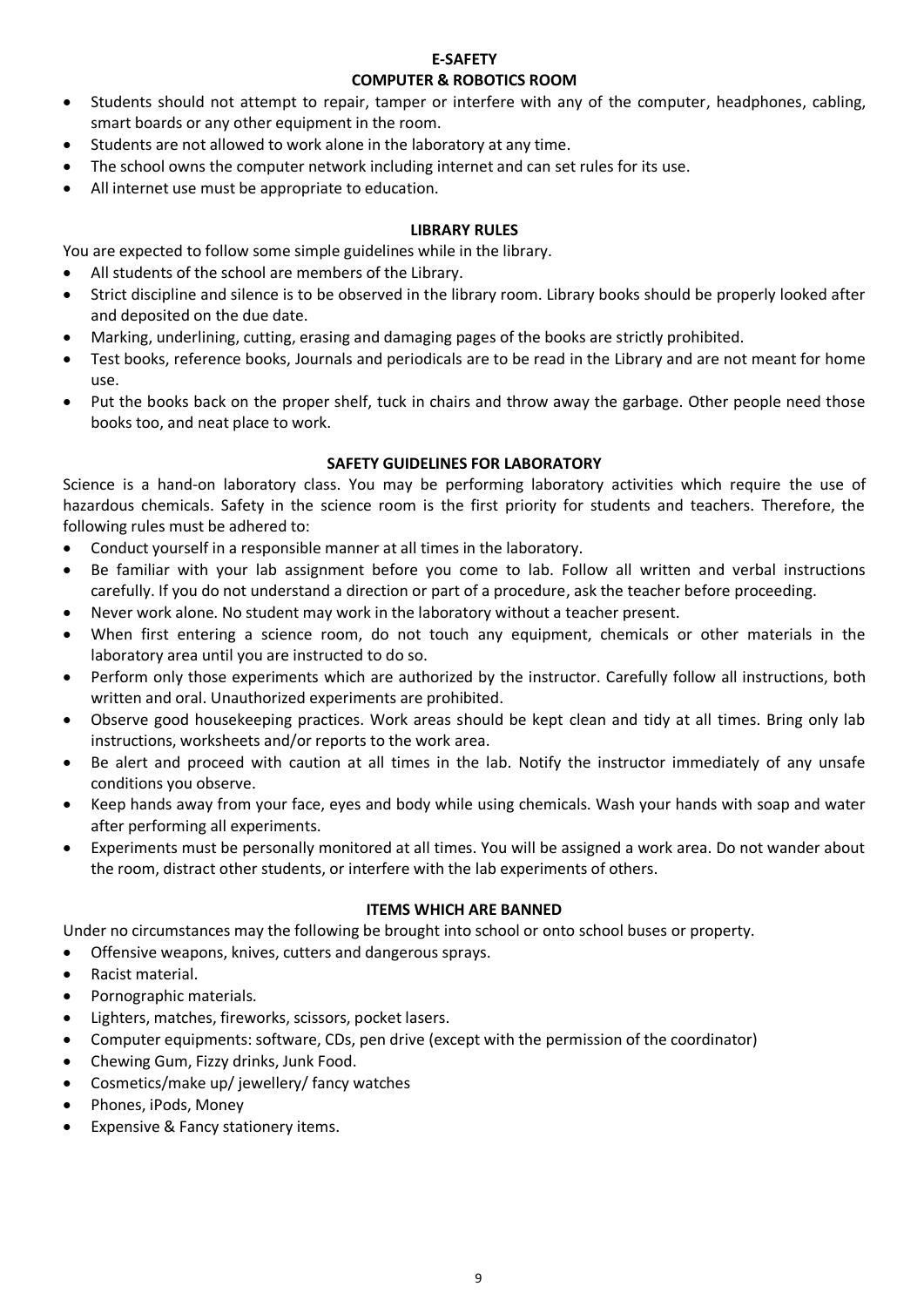## E-SAFETY

### COMPUTER & ROBOTICS ROOM

- Students should not attempt to repair, tamper or interfere with any of the computer, headphones, cabling, smart boards or any other equipment in the room.
- Students are not allowed to work alone in the laboratory at any time.
- The school owns the computer network including internet and can set rules for its use.
- All internet use must be appropriate to education.

### LIBRARY RULES

You are expected to follow some simple guidelines while in the library.

- All students of the school are members of the Library.
- Strict discipline and silence is to be observed in the library room. Library books should be properly looked after and deposited on the due date.
- Marking, underlining, cutting, erasing and damaging pages of the books are strictly prohibited.
- Test books, reference books, Journals and periodicals are to be read in the Library and are not meant for home use.
- Put the books back on the proper shelf, tuck in chairs and throw away the garbage. Other people need those books too, and neat place to work.

### SAFETY GUIDELINES FOR LABORATORY

Science is a hand-on laboratory class. You may be performing laboratory activities which require the use of hazardous chemicals. Safety in the science room is the first priority for students and teachers. Therefore, the following rules must be adhered to:

- Conduct yourself in a responsible manner at all times in the laboratory.
- Be familiar with your lab assignment before you come to lab. Follow all written and verbal instructions carefully. If you do not understand a direction or part of a procedure, ask the teacher before proceeding.
- Never work alone. No student may work in the laboratory without a teacher present.
- When first entering a science room, do not touch any equipment, chemicals or other materials in the laboratory area until you are instructed to do so.
- Perform only those experiments which are authorized by the instructor. Carefully follow all instructions, both written and oral. Unauthorized experiments are prohibited.
- Observe good housekeeping practices. Work areas should be kept clean and tidy at all times. Bring only lab instructions, worksheets and/or reports to the work area.
- Be alert and proceed with caution at all times in the lab. Notify the instructor immediately of any unsafe conditions you observe.
- Keep hands away from your face, eyes and body while using chemicals. Wash your hands with soap and water after performing all experiments.
- Experiments must be personally monitored at all times. You will be assigned a work area. Do not wander about the room, distract other students, or interfere with the lab experiments of others.

### ITEMS WHICH ARE BANNED

Under no circumstances may the following be brought into school or onto school buses or property.

- Offensive weapons, knives, cutters and dangerous sprays.
- Racist material.
- Pornographic materials.
- Lighters, matches, fireworks, scissors, pocket lasers.
- Computer equipments: software, CDs, pen drive (except with the permission of the coordinator)
- Chewing Gum, Fizzy drinks, Junk Food.
- Cosmetics/make up/ jewellery/ fancy watches
- Phones, iPods, Money
- Expensive & Fancy stationery items.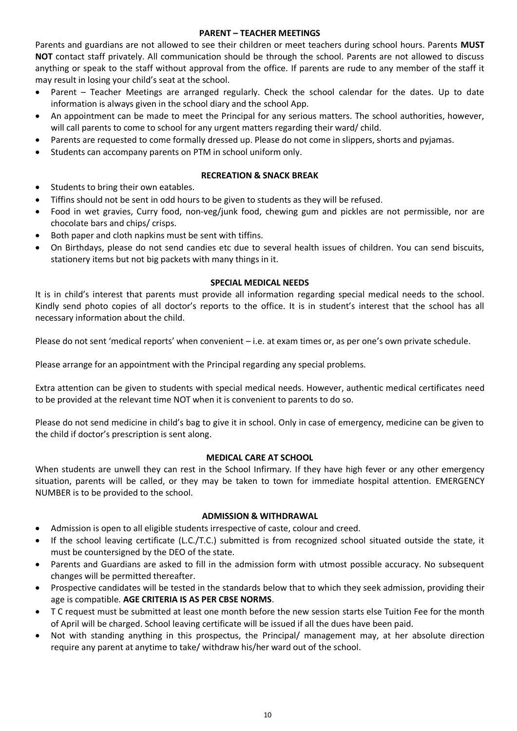## PARENT – TEACHER MEETINGS

Parents and guardians are not allowed to see their children or meet teachers during school hours. Parents **MUST NOT** contact staff privately. All communication should be through the school. Parents are not allowed to discuss anything or speak to the staff without approval from the office. If parents are rude to any member of the staff it may result in losing your child's seat at the school.

- Parent – Teacher Meetings are arranged regularly. Check the school calendar for the dates. Up to date information is always given in the school diary and the school App.
- An appointment can be made to meet the Principal for any serious matters. The school authorities, however, will call parents to come to school for any urgent matters regarding their ward/ child.
- Parents are requested to come formally dressed up. Please do not come in slippers, shorts and pyjamas.
- Students can accompany parents on PTM in school uniform only.

## RECREATION & SNACK BREAK

- Students to bring their own eatables.
- Tiffins should not be sent in odd hours to be given to students as they will be refused.
- Food in wet gravies, Curry food, non-veg/junk food, chewing gum and pickles are not permissible, nor are chocolate bars and chips/ crisps.
- Both paper and cloth napkins must be sent with tiffins.
- On Birthdays, please do not send candies etc due to several health issues of children. You can send biscuits, stationery items but not big packets with many things in it.

## SPECIAL MEDICAL NEEDS

It is in child's interest that parents must provide all information regarding special medical needs to the school. Kindly send photo copies of all doctor's reports to the office. It is in student's interest that the school has all necessary information about the child.

Please do not sent 'medical reports' when convenient – i.e. at exam times or, as per one's own private schedule.

Please arrange for an appointment with the Principal regarding any special problems.

Extra attention can be given to students with special medical needs. However, authentic medical certificates need to be provided at the relevant time NOT when it is convenient to parents to do so.

Please do not send medicine in child's bag to give it in school. Only in case of emergency, medicine can be given to the child if doctor's prescription is sent along.

## MEDICAL CARE AT SCHOOL

When students are unwell they can rest in the School Infirmary. If they have high fever or any other emergency situation, parents will be called, or they may be taken to town for immediate hospital attention. EMERGENCY NUMBER is to be provided to the school.

## ADMISSION & WITHDRAWAL

- Admission is open to all eligible students irrespective of caste, colour and creed.
- If the school leaving certificate (L.C./T.C.) submitted is from recognized school situated outside the state, it must be countersigned by the DEO of the state.
- Parents and Guardians are asked to fill in the admission form with utmost possible accuracy. No subsequent changes will be permitted thereafter.
- Prospective candidates will be tested in the standards below that to which they seek admission, providing their age is compatible. **AGE CRITERIA IS AS PER CBSE NORMS**.
- T C request must be submitted at least one month before the new session starts else Tuition Fee for the month of April will be charged. School leaving certificate will be issued if all the dues have been paid.
- Not with standing anything in this prospectus, the Principal/ management may, at her absolute direction require any parent at anytime to take/ withdraw his/her ward out of the school.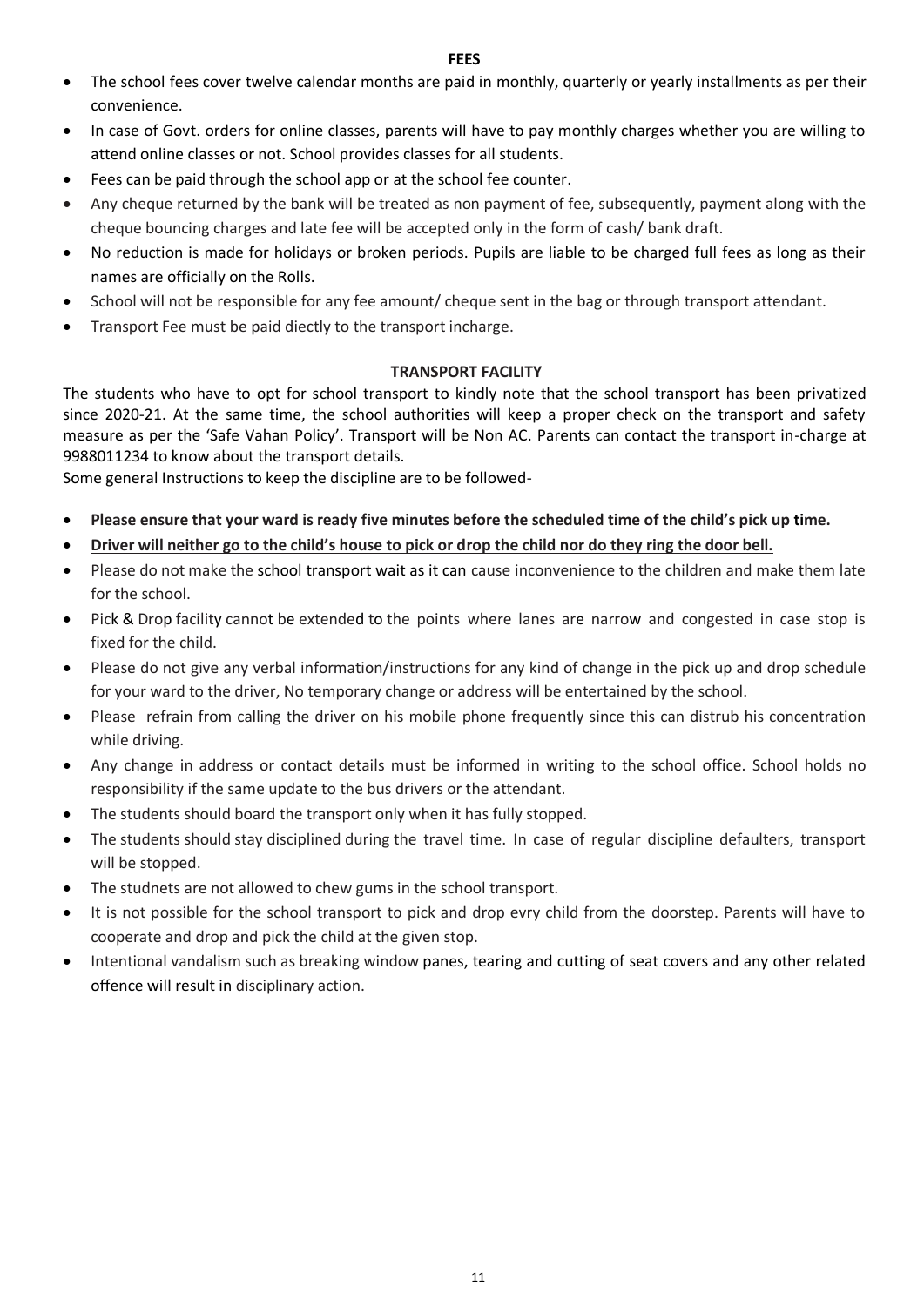## FEES

- The school fees cover twelve calendar months are paid in monthly, quarterly or yearly installments as per their convenience.
- In case of Govt. orders for online classes, parents will have to pay monthly charges whether you are willing to attend online classes or not. School provides classes for all students.
- Fees can be paid through the school app or at the school fee counter.
- Any cheque returned by the bank will be treated as non payment of fee, subsequently, payment along with the cheque bouncing charges and late fee will be accepted only in the form of cash/ bank draft.
- No reduction is made for holidays or broken periods. Pupils are liable to be charged full fees as long as their names are officially on the Rolls.
- School will not be responsible for any fee amount/ cheque sent in the bag or through transport attendant.
- Transport Fee must be paid diectly to the transport incharge.

## TRANSPORT FACILITY

The students who have to opt for school transport to kindly note that the school transport has been privatized since 2020-21. At the same time, the school authorities will keep a proper check on the transport and safety measure as per the 'Safe Vahan Policy'. Transport will be Non AC. Parents can contact the transport in-charge at 9988011234 to know about the transport details.

Some general Instructions to keep the discipline are to be followed-

- **Please ensure that your ward is ready five minutes before the scheduled time of the child's pick up time.**
- **Driver will neither go to the child's house to pick or drop the child nor do they ring the door bell.**
- Please do not make the school transport wait as it can cause inconvenience to the children and make them late for the school.
- Pick & Drop facility cannot be extended to the points where lanes are narrow and congested in case stop is fixed for the child.
- Please do not give any verbal information/instructions for any kind of change in the pick up and drop schedule for your ward to the driver, No temporary change or address will be entertained by the school.
- Please refrain from calling the driver on his mobile phone frequently since this can distrub his concentration while driving.
- Any change in address or contact details must be informed in writing to the school office. School holds no responsibility if the same update to the bus drivers or the attendant.
- The students should board the transport only when it has fully stopped.
- The students should stay disciplined during the travel time. In case of regular discipline defaulters, transport will be stopped.
- The studnets are not allowed to chew gums in the school transport.
- It is not possible for the school transport to pick and drop evry child from the doorstep. Parents will have to cooperate and drop and pick the child at the given stop.
- Intentional vandalism such as breaking window panes, tearing and cutting of seat covers and any other related offence will result in disciplinary action.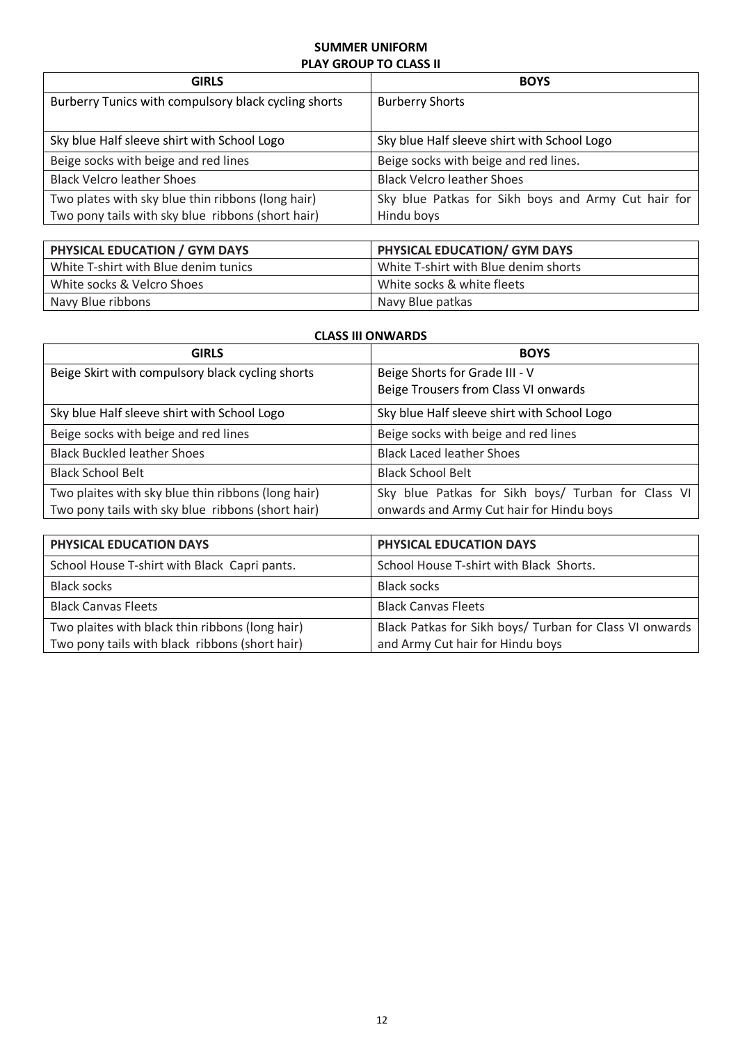## SUMMER UNIFORM

### PLAY GROUP TO CLASS II

| GIRLS | BOYS |
|---|---|
| Burberry Tunics with compulsory black cycling shorts | Burberry Shorts |
| Sky blue Half sleeve shirt with School Logo | Sky blue Half sleeve shirt with School Logo |
| Beige socks with beige and red lines | Beige socks with beige and red lines. |
| Black Velcro leather Shoes | Black Velcro leather Shoes |
| Two plates with sky blue thin ribbons (long hair)<br>Two pony tails with sky blue ribbons (short hair) | Sky blue Patkas for Sikh boys and Army Cut hair for Hindu boys |

| PHYSICAL EDUCATION / GYM DAYS | PHYSICAL EDUCATION/ GYM DAYS |
|---|---|
| White T-shirt with Blue denim tunics | White T-shirt with Blue denim shorts |
| White socks & Velcro Shoes | White socks & white fleets |
| Navy Blue ribbons | Navy Blue patkas |

### CLASS III ONWARDS

| GIRLS | BOYS |
|---|---|
| Beige Skirt with compulsory black cycling shorts | Beige Shorts for Grade III - V<br>Beige Trousers from Class VI onwards |
| Sky blue Half sleeve shirt with School Logo | Sky blue Half sleeve shirt with School Logo |
| Beige socks with beige and red lines | Beige socks with beige and red lines |
| Black Buckled leather Shoes | Black Laced leather Shoes |
| Black School Belt | Black School Belt |
| Two plaites with sky blue thin ribbons (long hair)<br>Two pony tails with sky blue ribbons (short hair) | Sky blue Patkas for Sikh boys/ Turban for Class VI onwards and Army Cut hair for Hindu boys |

| PHYSICAL EDUCATION DAYS | PHYSICAL EDUCATION DAYS |
|---|---|
| School House T-shirt with Black Capri pants. | School House T-shirt with Black Shorts. |
| Black socks | Black socks |
| Black Canvas Fleets | Black Canvas Fleets |
| Two plaites with black thin ribbons (long hair)<br>Two pony tails with black ribbons (short hair) | Black Patkas for Sikh boys/ Turban for Class VI onwards and Army Cut hair for Hindu boys |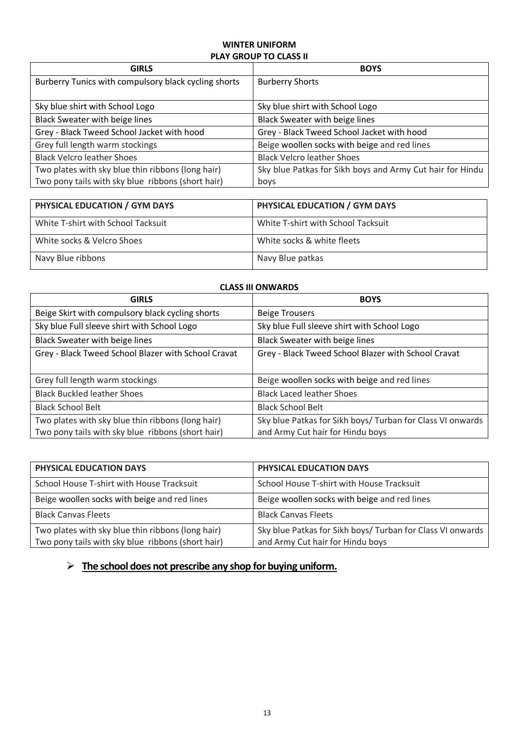**WINTER UNIFORM**

**PLAY GROUP TO CLASS II**

| GIRLS | BOYS |
|---|---|
| Burberry Tunics with compulsory black cycling shorts | Burberry Shorts |
| Sky blue shirt with School Logo | Sky blue shirt with School Logo |
| Black Sweater with beige lines | Black Sweater with beige lines |
| Grey - Black Tweed School Jacket with hood | Grey - Black Tweed School Jacket with hood |
| Grey full length warm stockings | Beige woollen socks with beige and red lines |
| Black Velcro leather Shoes | Black Velcro leather Shoes |
| Two plates with sky blue thin ribbons (long hair) Two pony tails with sky blue ribbons (short hair) | Sky blue Patkas for Sikh boys and Army Cut hair for Hindu boys |

| PHYSICAL EDUCATION / GYM DAYS | PHYSICAL EDUCATION / GYM DAYS |
|---|---|
| White T-shirt with School Tacksuit | White T-shirt with School Tacksuit |
| White socks & Velcro Shoes | White socks & white fleets |
| Navy Blue ribbons | Navy Blue patkas |

**CLASS III ONWARDS**

| GIRLS | BOYS |
|---|---|
| Beige Skirt with compulsory black cycling shorts | Beige Trousers |
| Sky blue Full sleeve shirt with School Logo | Sky blue Full sleeve shirt with School Logo |
| Black Sweater with beige lines | Black Sweater with beige lines |
| Grey - Black Tweed School Blazer with School Cravat | Grey - Black Tweed School Blazer with School Cravat |
| Grey full length warm stockings | Beige woollen socks with beige and red lines |
| Black Buckled leather Shoes | Black Laced leather Shoes |
| Black School Belt | Black School Belt |
| Two plates with sky blue thin ribbons (long hair) Two pony tails with sky blue ribbons (short hair) | Sky blue Patkas for Sikh boys/ Turban for Class VI onwards and Army Cut hair for Hindu boys |

| PHYSICAL EDUCATION DAYS | PHYSICAL EDUCATION DAYS |
|---|---|
| School House T-shirt with House Tracksuit | School House T-shirt with House Tracksuit |
| Beige woollen socks with beige and red lines | Beige woollen socks with beige and red lines |
| Black Canvas Fleets | Black Canvas Fleets |
| Two plates with sky blue thin ribbons (long hair) Two pony tails with sky blue ribbons (short hair) | Sky blue Patkas for Sikh boys/ Turban for Class VI onwards and Army Cut hair for Hindu boys |

- **The school does not prescribe any shop for buying uniform.**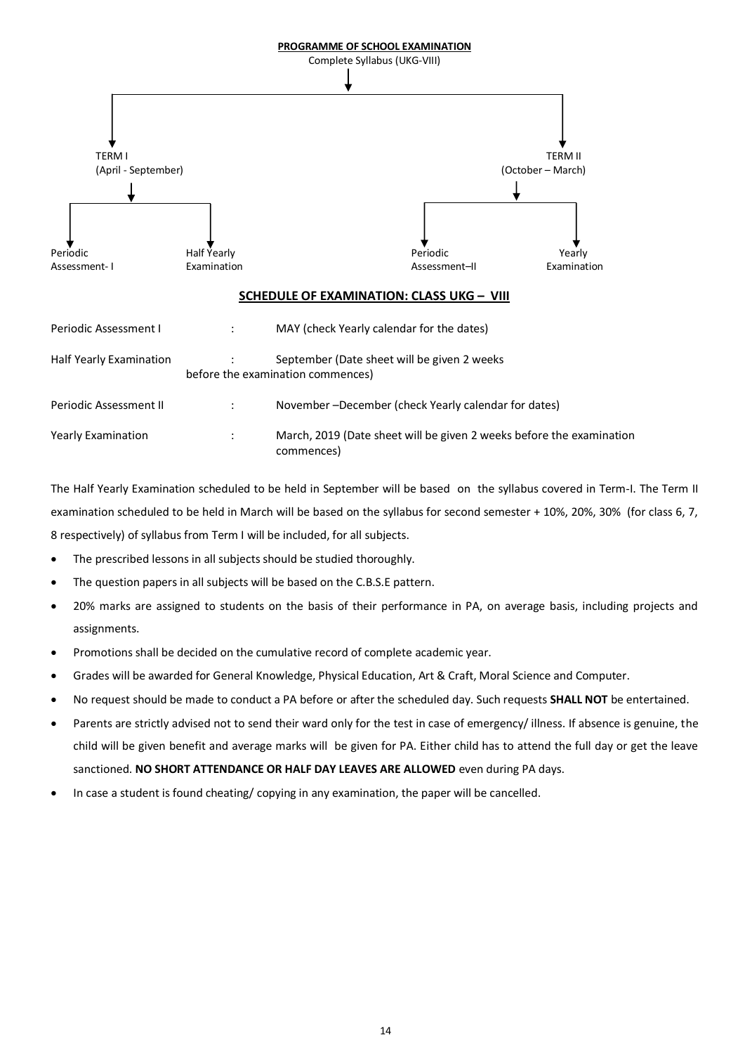## PROGRAMME OF SCHOOL EXAMINATION

Complete Syllabus (UKG-VIII)

TERM I
(April - September)

Periodic Assessment- I

Half Yearly Examination

TERM II
(October – March)

Periodic Assessment–II

Yearly Examination

## SCHEDULE OF EXAMINATION: CLASS UKG – VIII

| | | |
|---|---|---|
| Periodic Assessment I | : | MAY (check Yearly calendar for the dates) |
| Half Yearly Examination | : | September (Date sheet will be given 2 weeks before the examination commences) |
| Periodic Assessment II | : | November –December (check Yearly calendar for dates) |
| Yearly Examination | : | March, 2019 (Date sheet will be given 2 weeks before the examination commences) |

The Half Yearly Examination scheduled to be held in September will be based on the syllabus covered in Term-I. The Term II examination scheduled to be held in March will be based on the syllabus for second semester + 10%, 20%, 30% (for class 6, 7, 8 respectively) of syllabus from Term I will be included, for all subjects.

- The prescribed lessons in all subjects should be studied thoroughly.
- The question papers in all subjects will be based on the C.B.S.E pattern.
- 20% marks are assigned to students on the basis of their performance in PA, on average basis, including projects and assignments.
- Promotions shall be decided on the cumulative record of complete academic year.
- Grades will be awarded for General Knowledge, Physical Education, Art & Craft, Moral Science and Computer.
- No request should be made to conduct a PA before or after the scheduled day. Such requests **SHALL NOT** be entertained.
- Parents are strictly advised not to send their ward only for the test in case of emergency/ illness. If absence is genuine, the child will be given benefit and average marks will be given for PA. Either child has to attend the full day or get the leave sanctioned. **NO SHORT ATTENDANCE OR HALF DAY LEAVES ARE ALLOWED** even during PA days.
- In case a student is found cheating/ copying in any examination, the paper will be cancelled.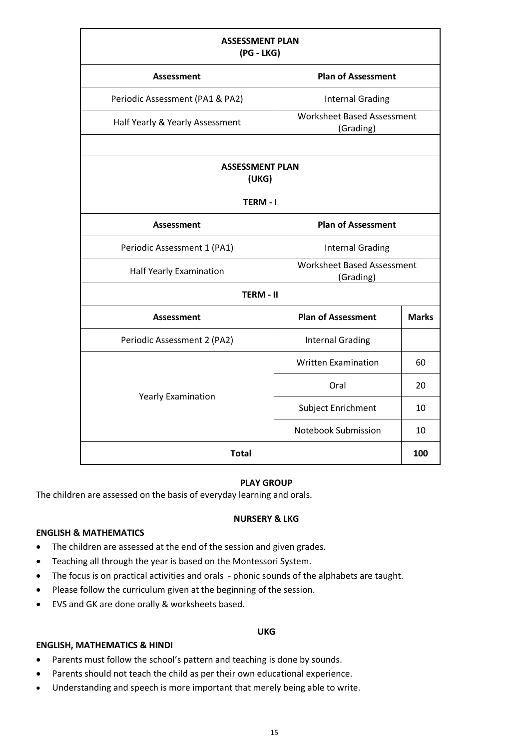| ASSESSMENT PLAN (PG - LKG) | |
|---|---|
| **Assessment** | **Plan of Assessment** |
| Periodic Assessment (PA1 & PA2) | Internal Grading |
| Half Yearly & Yearly Assessment | Worksheet Based Assessment (Grading) |

| ASSESSMENT PLAN (UKG) | | |
|---|---|---|
| **TERM - I** | | |
| **Assessment** | **Plan of Assessment** | |
| Periodic Assessment 1 (PA1) | Internal Grading | |
| Half Yearly Examination | Worksheet Based Assessment (Grading) | |
| **TERM - II** | | |
| **Assessment** | **Plan of Assessment** | **Marks** |
| Periodic Assessment 2 (PA2) | Internal Grading | |
| Yearly Examination | Written Examination | 60 |
| | Oral | 20 |
| | Subject Enrichment | 10 |
| | Notebook Submission | 10 |
| **Total** | | **100** |

**PLAY GROUP**

The children are assessed on the basis of everyday learning and orals.

**NURSERY & LKG**

**ENGLISH & MATHEMATICS**

- The children are assessed at the end of the session and given grades.
- Teaching all through the year is based on the Montessori System.
- The focus is on practical activities and orals - phonic sounds of the alphabets are taught.
- Please follow the curriculum given at the beginning of the session.
- EVS and GK are done orally & worksheets based.

**UKG**

**ENGLISH, MATHEMATICS & HINDI**

- Parents must follow the school's pattern and teaching is done by sounds.
- Parents should not teach the child as per their own educational experience.
- Understanding and speech is more important that merely being able to write.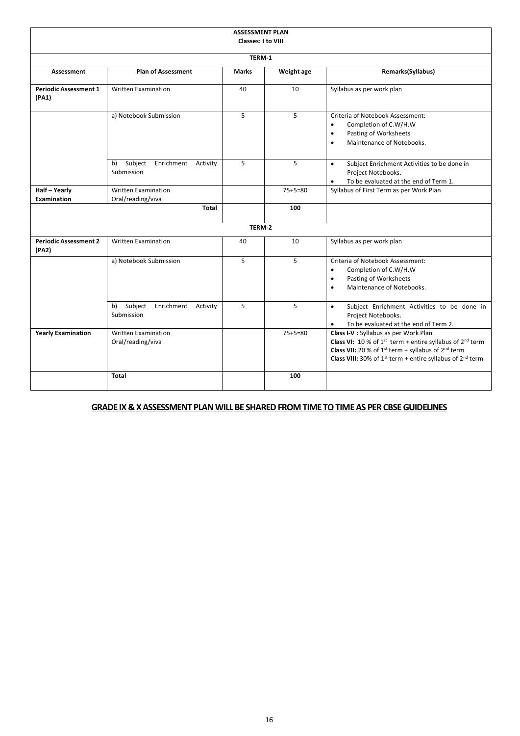# ASSESSMENT PLAN

## Classes: I to VIII

| Assessment | Plan of Assessment | Marks | Weight age | Remarks(Syllabus) |
|---|---|---|---|---|
| **TERM-1** | | | | |
| **Periodic Assessment 1 (PA1)** | Written Examination | 40 | 10 | Syllabus as per work plan |
| | a) Notebook Submission | 5 | 5 | Criteria of Notebook Assessment: <br>• Completion of C.W/H.W <br>• Pasting of Worksheets <br>• Maintenance of Notebooks. |
| | b) Subject Enrichment Activity Submission | 5 | 5 | • Subject Enrichment Activities to be done in Project Notebooks. <br>• To be evaluated at the end of Term 1. |
| **Half – Yearly Examination** | Written Examination <br>Oral/reading/viva | | 75+5=80 | Syllabus of First Term as per Work Plan |
| | **Total** | | **100** | |
| **TERM-2** | | | | |
| **Periodic Assessment 2 (PA2)** | Written Examination | 40 | 10 | Syllabus as per work plan |
| | a) Notebook Submission | 5 | 5 | Criteria of Notebook Assessment: <br>• Completion of C.W/H.W <br>• Pasting of Worksheets <br>• Maintenance of Notebooks. |
| | b) Subject Enrichment Activity Submission | 5 | 5 | • Subject Enrichment Activities to be done in Project Notebooks. <br>• To be evaluated at the end of Term 2. |
| **Yearly Examination** | Written Examination <br>Oral/reading/viva | | 75+5=80 | **Class I-V :** Syllabus as per Work Plan <br>**Class VI:** 10 % of 1st term + entire syllabus of 2nd term <br>**Class VII:** 20 % of 1st term + syllabus of 2nd term <br>**Class VIII:** 30% of 1st term + entire syllabus of 2nd term |
| | **Total** | | **100** | |

**GRADE IX & X ASSESSMENT PLAN WILL BE SHARED FROM TIME TO TIME AS PER CBSE GUIDELINES**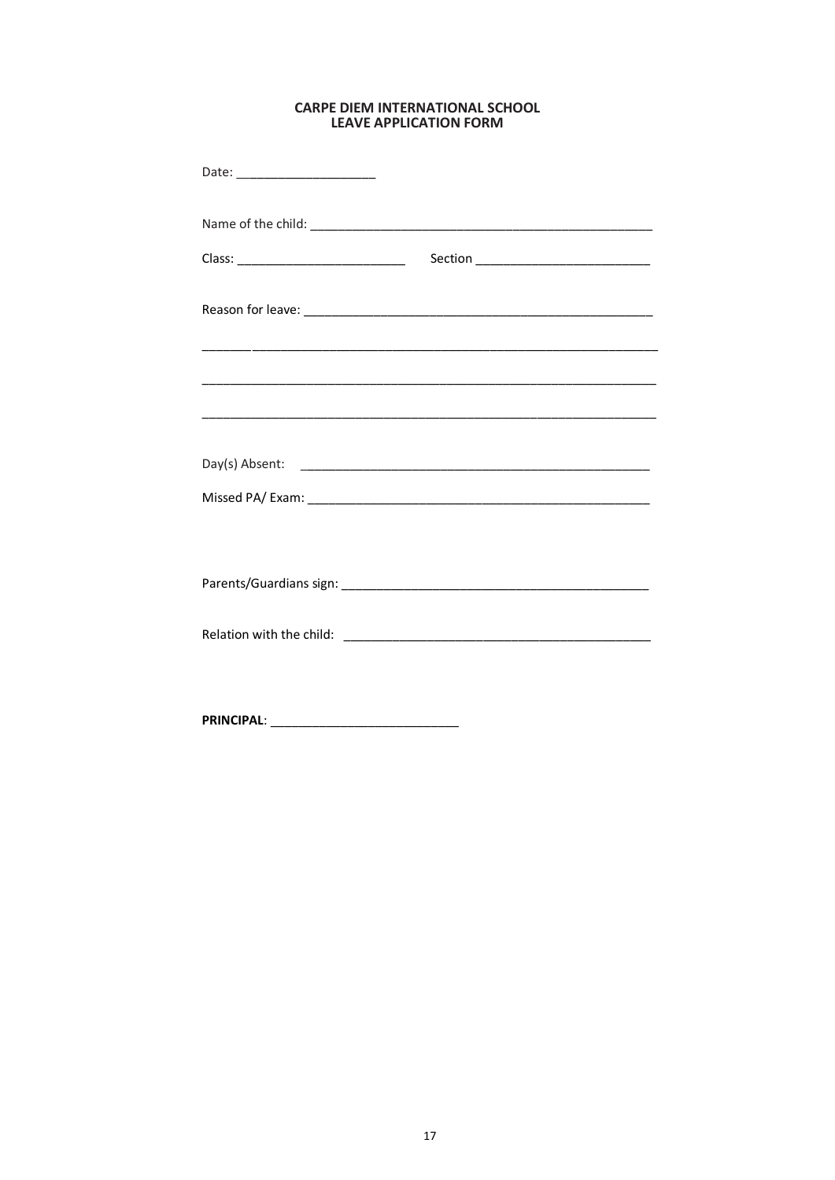**CARPE DIEM INTERNATIONAL SCHOOL**
**LEAVE APPLICATION FORM**

Date: ____________________

Name of the child: __________________________________________________

Class: ________________________ Section ________________________

Reason for leave: __________________________________________________

_____________________________________________________________________

_____________________________________________________________________

_____________________________________________________________________

Day(s) Absent: ______________________________________________________

Missed PA/ Exam: ____________________________________________________

Parents/Guardians sign: ____________________________________________

Relation with the child: ___________________________________________

**PRINCIPAL**: __________________________